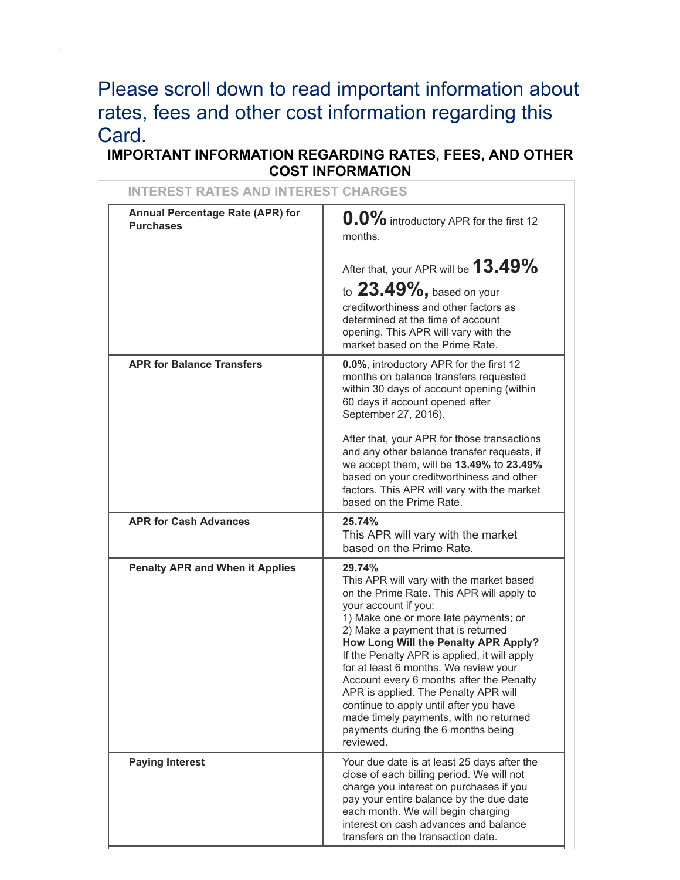# Please scroll down to read important information about rates, fees and other cost information regarding this Card.

## IMPORTANT INFORMATION REGARDING RATES, FEES, AND OTHER COST INFORMATION

### INTEREST RATES AND INTEREST CHARGES

| | |
|---|---|
| **Annual Percentage Rate (APR) for Purchases** | **0.0%** introductory APR for the first 12 months.<br><br>After that, your APR will be **13.49%** to **23.49%,** based on your creditworthiness and other factors as determined at the time of account opening. This APR will vary with the market based on the Prime Rate. |
| **APR for Balance Transfers** | **0.0%**, introductory APR for the first 12 months on balance transfers requested within 30 days of account opening (within 60 days if account opened after September 27, 2016).<br><br>After that, your APR for those transactions and any other balance transfer requests, if we accept them, will be **13.49%** to **23.49%** based on your creditworthiness and other factors. This APR will vary with the market based on the Prime Rate. |
| **APR for Cash Advances** | **25.74%**<br>This APR will vary with the market based on the Prime Rate. |
| **Penalty APR and When it Applies** | **29.74%**<br>This APR will vary with the market based on the Prime Rate. This APR will apply to your account if you:<br>1) Make one or more late payments; or<br>2) Make a payment that is returned<br>**How Long Will the Penalty APR Apply?**<br>If the Penalty APR is applied, it will apply for at least 6 months. We review your Account every 6 months after the Penalty APR is applied. The Penalty APR will continue to apply until after you have made timely payments, with no returned payments during the 6 months being reviewed. |
| **Paying Interest** | Your due date is at least 25 days after the close of each billing period. We will not charge you interest on purchases if you pay your entire balance by the due date each month. We will begin charging interest on cash advances and balance transfers on the transaction date. |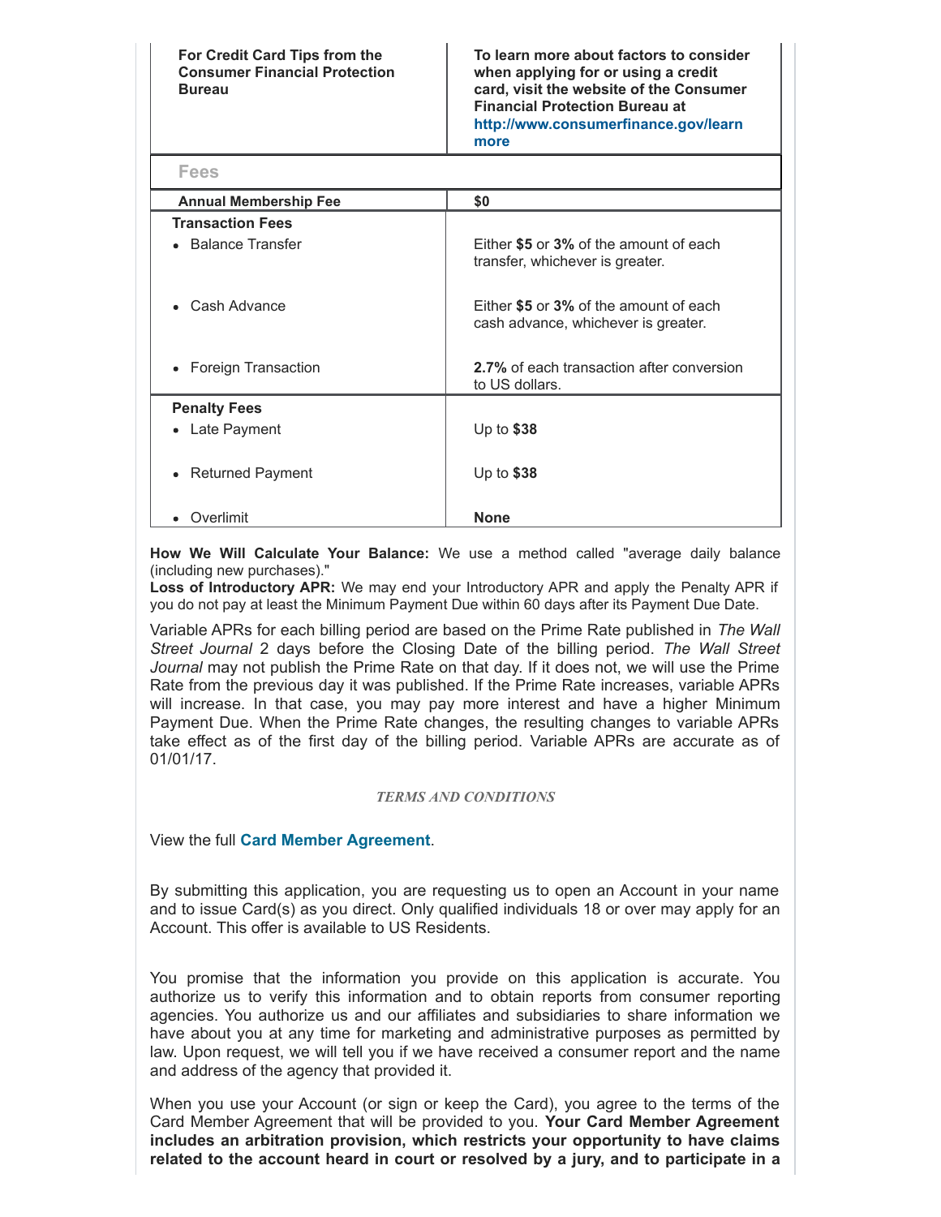| | |
|---|---|
| **For Credit Card Tips from the Consumer Financial Protection Bureau** | **To learn more about factors to consider when applying for or using a credit card, visit the website of the Consumer Financial Protection Bureau at http://www.consumerfinance.gov/learnmore** |

**Fees**

| | |
|---|---|
| **Annual Membership Fee** | **$0** |
| **Transaction Fees** | |
| • Balance Transfer | Either **$5** or **3%** of the amount of each transfer, whichever is greater. |
| • Cash Advance | Either **$5** or **3%** of the amount of each cash advance, whichever is greater. |
| • Foreign Transaction | **2.7%** of each transaction after conversion to US dollars. |
| **Penalty Fees** | |
| • Late Payment | Up to **$38** |
| • Returned Payment | Up to **$38** |
| • Overlimit | **None** |

**How We Will Calculate Your Balance:** We use a method called "average daily balance (including new purchases)."
**Loss of Introductory APR:** We may end your Introductory APR and apply the Penalty APR if you do not pay at least the Minimum Payment Due within 60 days after its Payment Due Date.

Variable APRs for each billing period are based on the Prime Rate published in *The Wall Street Journal* 2 days before the Closing Date of the billing period. *The Wall Street Journal* may not publish the Prime Rate on that day. If it does not, we will use the Prime Rate from the previous day it was published. If the Prime Rate increases, variable APRs will increase. In that case, you may pay more interest and have a higher Minimum Payment Due. When the Prime Rate changes, the resulting changes to variable APRs take effect as of the first day of the billing period. Variable APRs are accurate as of 01/01/17.

*TERMS AND CONDITIONS*

View the full **Card Member Agreement**.

By submitting this application, you are requesting us to open an Account in your name and to issue Card(s) as you direct. Only qualified individuals 18 or over may apply for an Account. This offer is available to US Residents.

You promise that the information you provide on this application is accurate. You authorize us to verify this information and to obtain reports from consumer reporting agencies. You authorize us and our affiliates and subsidiaries to share information we have about you at any time for marketing and administrative purposes as permitted by law. Upon request, we will tell you if we have received a consumer report and the name and address of the agency that provided it.

When you use your Account (or sign or keep the Card), you agree to the terms of the Card Member Agreement that will be provided to you. **Your Card Member Agreement includes an arbitration provision, which restricts your opportunity to have claims related to the account heard in court or resolved by a jury, and to participate in a**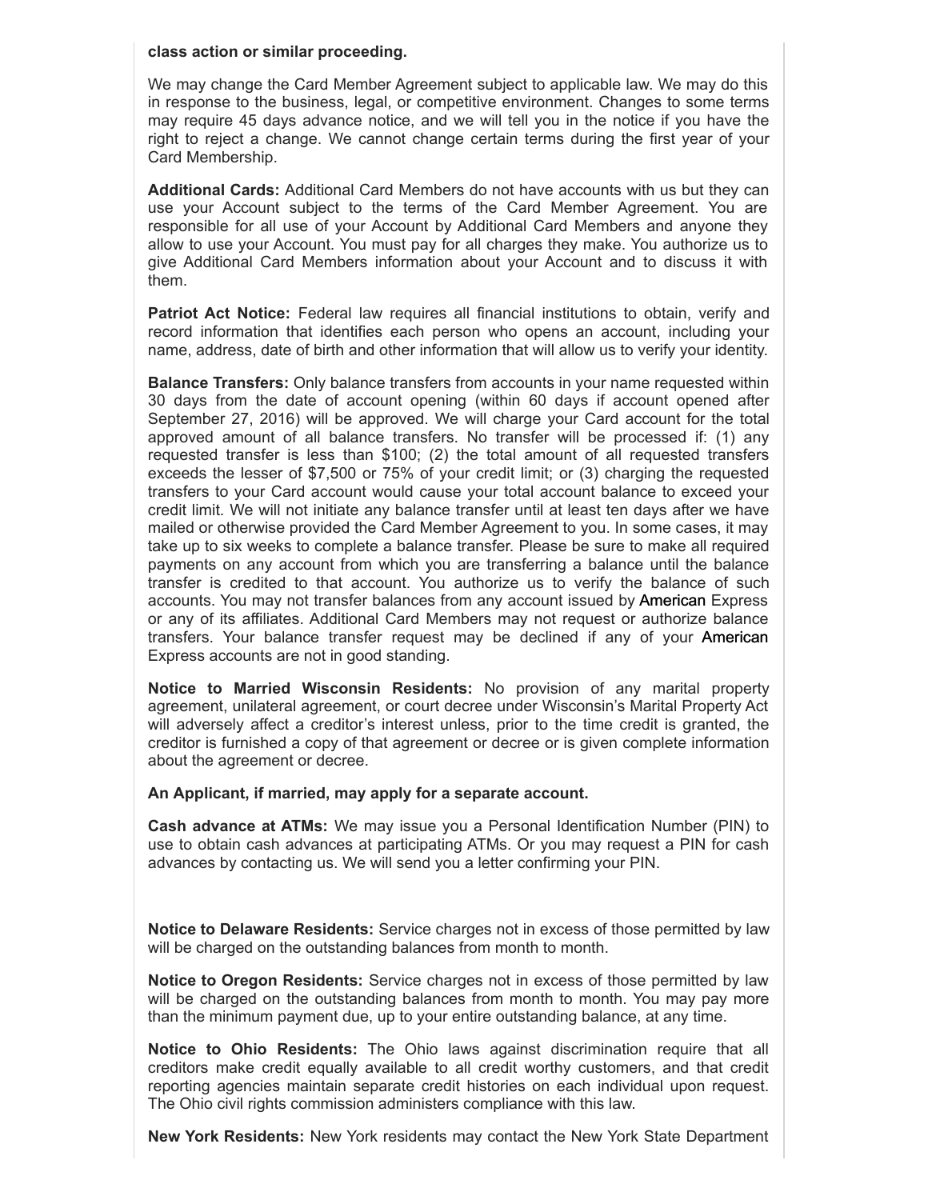**class action or similar proceeding.**

We may change the Card Member Agreement subject to applicable law. We may do this in response to the business, legal, or competitive environment. Changes to some terms may require 45 days advance notice, and we will tell you in the notice if you have the right to reject a change. We cannot change certain terms during the first year of your Card Membership.

**Additional Cards:** Additional Card Members do not have accounts with us but they can use your Account subject to the terms of the Card Member Agreement. You are responsible for all use of your Account by Additional Card Members and anyone they allow to use your Account. You must pay for all charges they make. You authorize us to give Additional Card Members information about your Account and to discuss it with them.

**Patriot Act Notice:** Federal law requires all financial institutions to obtain, verify and record information that identifies each person who opens an account, including your name, address, date of birth and other information that will allow us to verify your identity.

**Balance Transfers:** Only balance transfers from accounts in your name requested within 30 days from the date of account opening (within 60 days if account opened after September 27, 2016) will be approved. We will charge your Card account for the total approved amount of all balance transfers. No transfer will be processed if: (1) any requested transfer is less than $100; (2) the total amount of all requested transfers exceeds the lesser of $7,500 or 75% of your credit limit; or (3) charging the requested transfers to your Card account would cause your total account balance to exceed your credit limit. We will not initiate any balance transfer until at least ten days after we have mailed or otherwise provided the Card Member Agreement to you. In some cases, it may take up to six weeks to complete a balance transfer. Please be sure to make all required payments on any account from which you are transferring a balance until the balance transfer is credited to that account. You authorize us to verify the balance of such accounts. You may not transfer balances from any account issued by American Express or any of its affiliates. Additional Card Members may not request or authorize balance transfers. Your balance transfer request may be declined if any of your American Express accounts are not in good standing.

**Notice to Married Wisconsin Residents:** No provision of any marital property agreement, unilateral agreement, or court decree under Wisconsin's Marital Property Act will adversely affect a creditor's interest unless, prior to the time credit is granted, the creditor is furnished a copy of that agreement or decree or is given complete information about the agreement or decree.

**An Applicant, if married, may apply for a separate account.**

**Cash advance at ATMs:** We may issue you a Personal Identification Number (PIN) to use to obtain cash advances at participating ATMs. Or you may request a PIN for cash advances by contacting us. We will send you a letter confirming your PIN.

**Notice to Delaware Residents:** Service charges not in excess of those permitted by law will be charged on the outstanding balances from month to month.

**Notice to Oregon Residents:** Service charges not in excess of those permitted by law will be charged on the outstanding balances from month to month. You may pay more than the minimum payment due, up to your entire outstanding balance, at any time.

**Notice to Ohio Residents:** The Ohio laws against discrimination require that all creditors make credit equally available to all credit worthy customers, and that credit reporting agencies maintain separate credit histories on each individual upon request. The Ohio civil rights commission administers compliance with this law.

**New York Residents:** New York residents may contact the New York State Department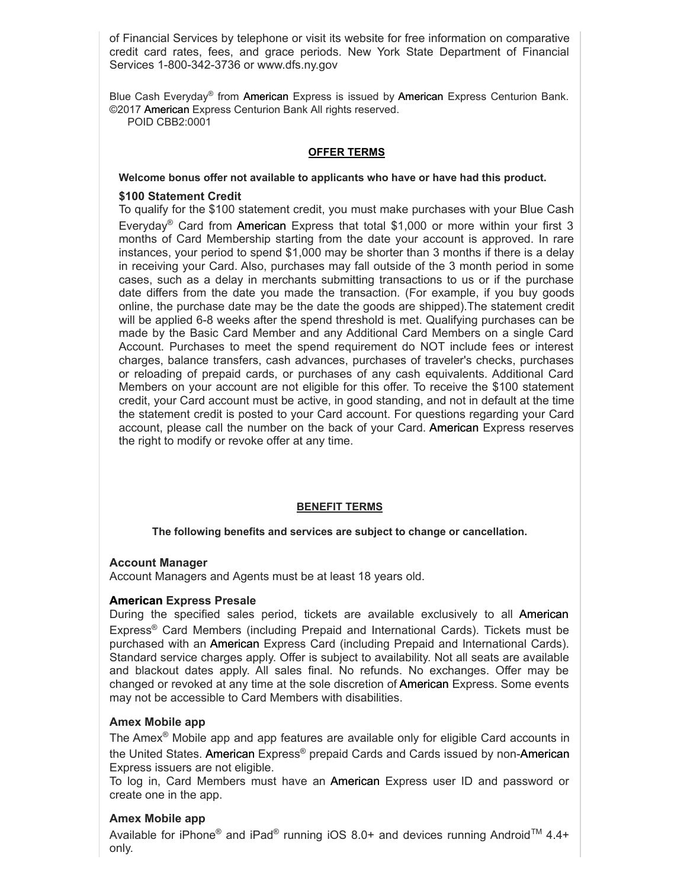of Financial Services by telephone or visit its website for free information on comparative credit card rates, fees, and grace periods. New York State Department of Financial Services 1-800-342-3736 or www.dfs.ny.gov

Blue Cash Everyday® from American Express is issued by American Express Centurion Bank. ©2017 American Express Centurion Bank All rights reserved.
POID CBB2:0001

## OFFER TERMS

**Welcome bonus offer not available to applicants who have or have had this product.**

**$100 Statement Credit**

To qualify for the $100 statement credit, you must make purchases with your Blue Cash Everyday® Card from American Express that total $1,000 or more within your first 3 months of Card Membership starting from the date your account is approved. In rare instances, your period to spend $1,000 may be shorter than 3 months if there is a delay in receiving your Card. Also, purchases may fall outside of the 3 month period in some cases, such as a delay in merchants submitting transactions to us or if the purchase date differs from the date you made the transaction. (For example, if you buy goods online, the purchase date may be the date the goods are shipped).The statement credit will be applied 6-8 weeks after the spend threshold is met. Qualifying purchases can be made by the Basic Card Member and any Additional Card Members on a single Card Account. Purchases to meet the spend requirement do NOT include fees or interest charges, balance transfers, cash advances, purchases of traveler's checks, purchases or reloading of prepaid cards, or purchases of any cash equivalents. Additional Card Members on your account are not eligible for this offer. To receive the $100 statement credit, your Card account must be active, in good standing, and not in default at the time the statement credit is posted to your Card account. For questions regarding your Card account, please call the number on the back of your Card. American Express reserves the right to modify or revoke offer at any time.

## BENEFIT TERMS

**The following benefits and services are subject to change or cancellation.**

**Account Manager**

Account Managers and Agents must be at least 18 years old.

**American Express Presale**

During the specified sales period, tickets are available exclusively to all American Express® Card Members (including Prepaid and International Cards). Tickets must be purchased with an American Express Card (including Prepaid and International Cards). Standard service charges apply. Offer is subject to availability. Not all seats are available and blackout dates apply. All sales final. No refunds. No exchanges. Offer may be changed or revoked at any time at the sole discretion of American Express. Some events may not be accessible to Card Members with disabilities.

**Amex Mobile app**

The Amex® Mobile app and app features are available only for eligible Card accounts in the United States. American Express® prepaid Cards and Cards issued by non-American Express issuers are not eligible.

To log in, Card Members must have an American Express user ID and password or create one in the app.

**Amex Mobile app**

Available for iPhone® and iPad® running iOS 8.0+ and devices running Android™ 4.4+ only.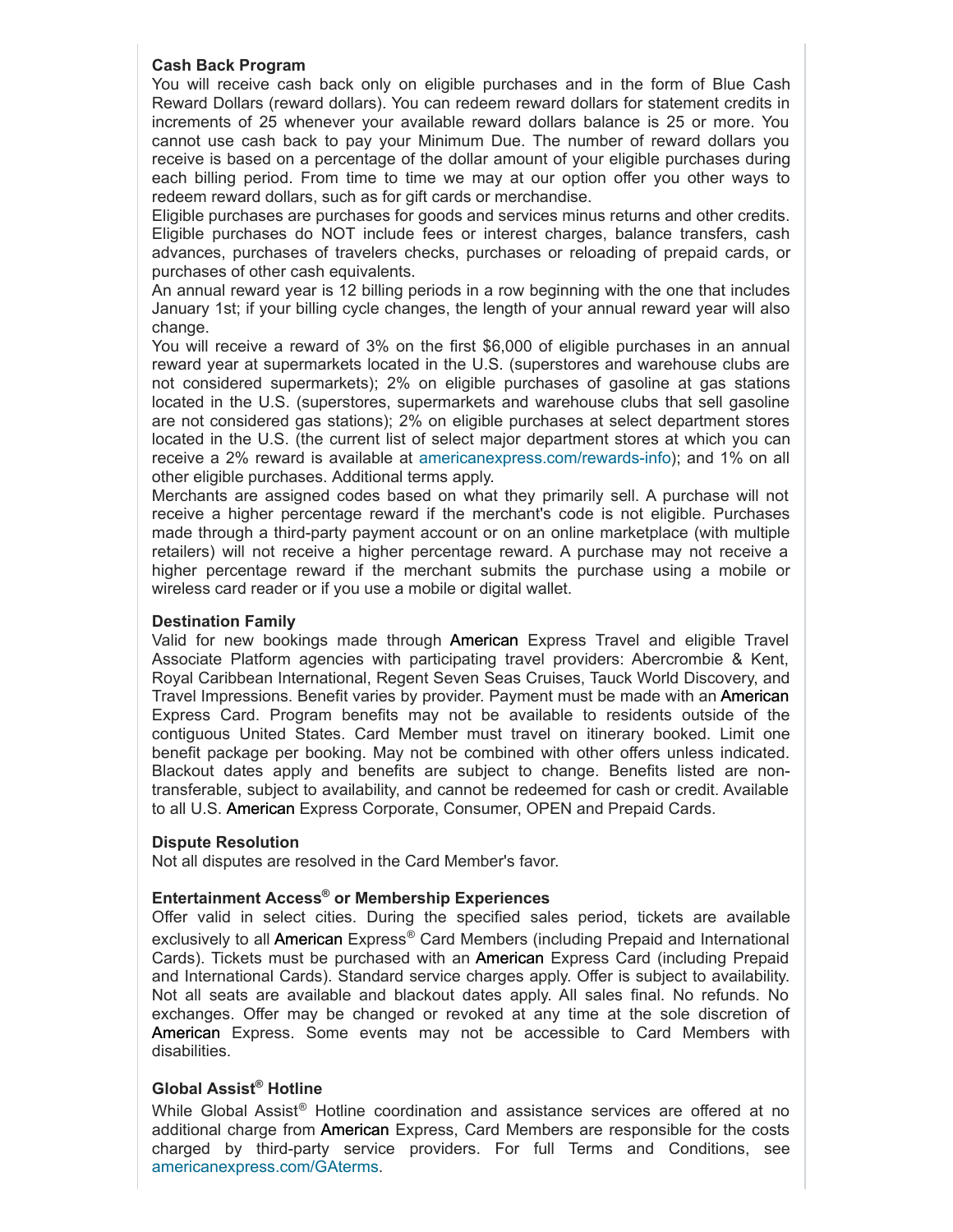**Cash Back Program**

You will receive cash back only on eligible purchases and in the form of Blue Cash Reward Dollars (reward dollars). You can redeem reward dollars for statement credits in increments of 25 whenever your available reward dollars balance is 25 or more. You cannot use cash back to pay your Minimum Due. The number of reward dollars you receive is based on a percentage of the dollar amount of your eligible purchases during each billing period. From time to time we may at our option offer you other ways to redeem reward dollars, such as for gift cards or merchandise.

Eligible purchases are purchases for goods and services minus returns and other credits. Eligible purchases do NOT include fees or interest charges, balance transfers, cash advances, purchases of travelers checks, purchases or reloading of prepaid cards, or purchases of other cash equivalents.

An annual reward year is 12 billing periods in a row beginning with the one that includes January 1st; if your billing cycle changes, the length of your annual reward year will also change.

You will receive a reward of 3% on the first $6,000 of eligible purchases in an annual reward year at supermarkets located in the U.S. (superstores and warehouse clubs are not considered supermarkets); 2% on eligible purchases of gasoline at gas stations located in the U.S. (superstores, supermarkets and warehouse clubs that sell gasoline are not considered gas stations); 2% on eligible purchases at select department stores located in the U.S. (the current list of select major department stores at which you can receive a 2% reward is available at americanexpress.com/rewards-info); and 1% on all other eligible purchases. Additional terms apply.

Merchants are assigned codes based on what they primarily sell. A purchase will not receive a higher percentage reward if the merchant's code is not eligible. Purchases made through a third-party payment account or on an online marketplace (with multiple retailers) will not receive a higher percentage reward. A purchase may not receive a higher percentage reward if the merchant submits the purchase using a mobile or wireless card reader or if you use a mobile or digital wallet.

**Destination Family**

Valid for new bookings made through American Express Travel and eligible Travel Associate Platform agencies with participating travel providers: Abercrombie & Kent, Royal Caribbean International, Regent Seven Seas Cruises, Tauck World Discovery, and Travel Impressions. Benefit varies by provider. Payment must be made with an American Express Card. Program benefits may not be available to residents outside of the contiguous United States. Card Member must travel on itinerary booked. Limit one benefit package per booking. May not be combined with other offers unless indicated. Blackout dates apply and benefits are subject to change. Benefits listed are non-transferable, subject to availability, and cannot be redeemed for cash or credit. Available to all U.S. American Express Corporate, Consumer, OPEN and Prepaid Cards.

**Dispute Resolution**

Not all disputes are resolved in the Card Member's favor.

**Entertainment Access® or Membership Experiences**

Offer valid in select cities. During the specified sales period, tickets are available exclusively to all American Express® Card Members (including Prepaid and International Cards). Tickets must be purchased with an American Express Card (including Prepaid and International Cards). Standard service charges apply. Offer is subject to availability. Not all seats are available and blackout dates apply. All sales final. No refunds. No exchanges. Offer may be changed or revoked at any time at the sole discretion of American Express. Some events may not be accessible to Card Members with disabilities.

**Global Assist® Hotline**

While Global Assist® Hotline coordination and assistance services are offered at no additional charge from American Express, Card Members are responsible for the costs charged by third-party service providers. For full Terms and Conditions, see americanexpress.com/GAterms.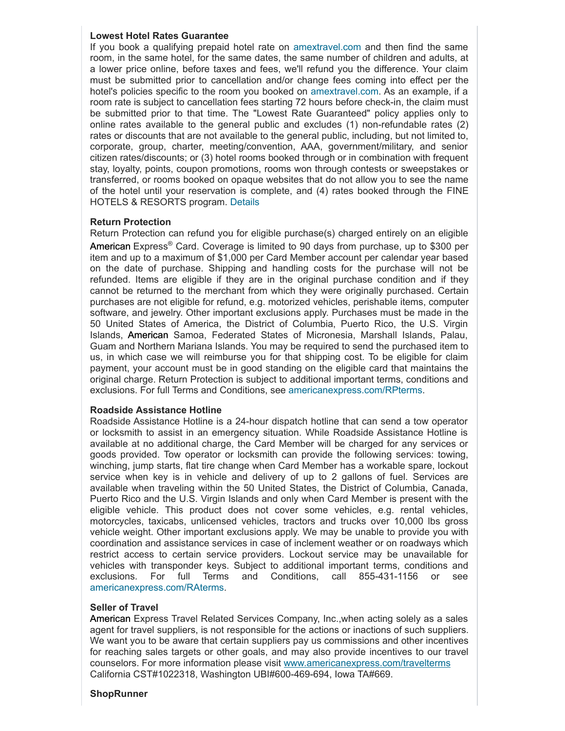**Lowest Hotel Rates Guarantee**

If you book a qualifying prepaid hotel rate on amextravel.com and then find the same room, in the same hotel, for the same dates, the same number of children and adults, at a lower price online, before taxes and fees, we'll refund you the difference. Your claim must be submitted prior to cancellation and/or change fees coming into effect per the hotel's policies specific to the room you booked on amextravel.com. As an example, if a room rate is subject to cancellation fees starting 72 hours before check-in, the claim must be submitted prior to that time. The "Lowest Rate Guaranteed" policy applies only to online rates available to the general public and excludes (1) non-refundable rates (2) rates or discounts that are not available to the general public, including, but not limited to, corporate, group, charter, meeting/convention, AAA, government/military, and senior citizen rates/discounts; or (3) hotel rooms booked through or in combination with frequent stay, loyalty, points, coupon promotions, rooms won through contests or sweepstakes or transferred, or rooms booked on opaque websites that do not allow you to see the name of the hotel until your reservation is complete, and (4) rates booked through the FINE HOTELS & RESORTS program. Details

**Return Protection**

Return Protection can refund you for eligible purchase(s) charged entirely on an eligible American Express® Card. Coverage is limited to 90 days from purchase, up to $300 per item and up to a maximum of $1,000 per Card Member account per calendar year based on the date of purchase. Shipping and handling costs for the purchase will not be refunded. Items are eligible if they are in the original purchase condition and if they cannot be returned to the merchant from which they were originally purchased. Certain purchases are not eligible for refund, e.g. motorized vehicles, perishable items, computer software, and jewelry. Other important exclusions apply. Purchases must be made in the 50 United States of America, the District of Columbia, Puerto Rico, the U.S. Virgin Islands, American Samoa, Federated States of Micronesia, Marshall Islands, Palau, Guam and Northern Mariana Islands. You may be required to send the purchased item to us, in which case we will reimburse you for that shipping cost. To be eligible for claim payment, your account must be in good standing on the eligible card that maintains the original charge. Return Protection is subject to additional important terms, conditions and exclusions. For full Terms and Conditions, see americanexpress.com/RPterms.

**Roadside Assistance Hotline**

Roadside Assistance Hotline is a 24-hour dispatch hotline that can send a tow operator or locksmith to assist in an emergency situation. While Roadside Assistance Hotline is available at no additional charge, the Card Member will be charged for any services or goods provided. Tow operator or locksmith can provide the following services: towing, winching, jump starts, flat tire change when Card Member has a workable spare, lockout service when key is in vehicle and delivery of up to 2 gallons of fuel. Services are available when traveling within the 50 United States, the District of Columbia, Canada, Puerto Rico and the U.S. Virgin Islands and only when Card Member is present with the eligible vehicle. This product does not cover some vehicles, e.g. rental vehicles, motorcycles, taxicabs, unlicensed vehicles, tractors and trucks over 10,000 lbs gross vehicle weight. Other important exclusions apply. We may be unable to provide you with coordination and assistance services in case of inclement weather or on roadways which restrict access to certain service providers. Lockout service may be unavailable for vehicles with transponder keys. Subject to additional important terms, conditions and exclusions. For full Terms and Conditions, call 855-431-1156 or see americanexpress.com/RAterms.

**Seller of Travel**

American Express Travel Related Services Company, Inc.,when acting solely as a sales agent for travel suppliers, is not responsible for the actions or inactions of such suppliers. We want you to be aware that certain suppliers pay us commissions and other incentives for reaching sales targets or other goals, and may also provide incentives to our travel counselors. For more information please visit www.americanexpress.com/travelterms California CST#1022318, Washington UBI#600-469-694, Iowa TA#669.

**ShopRunner**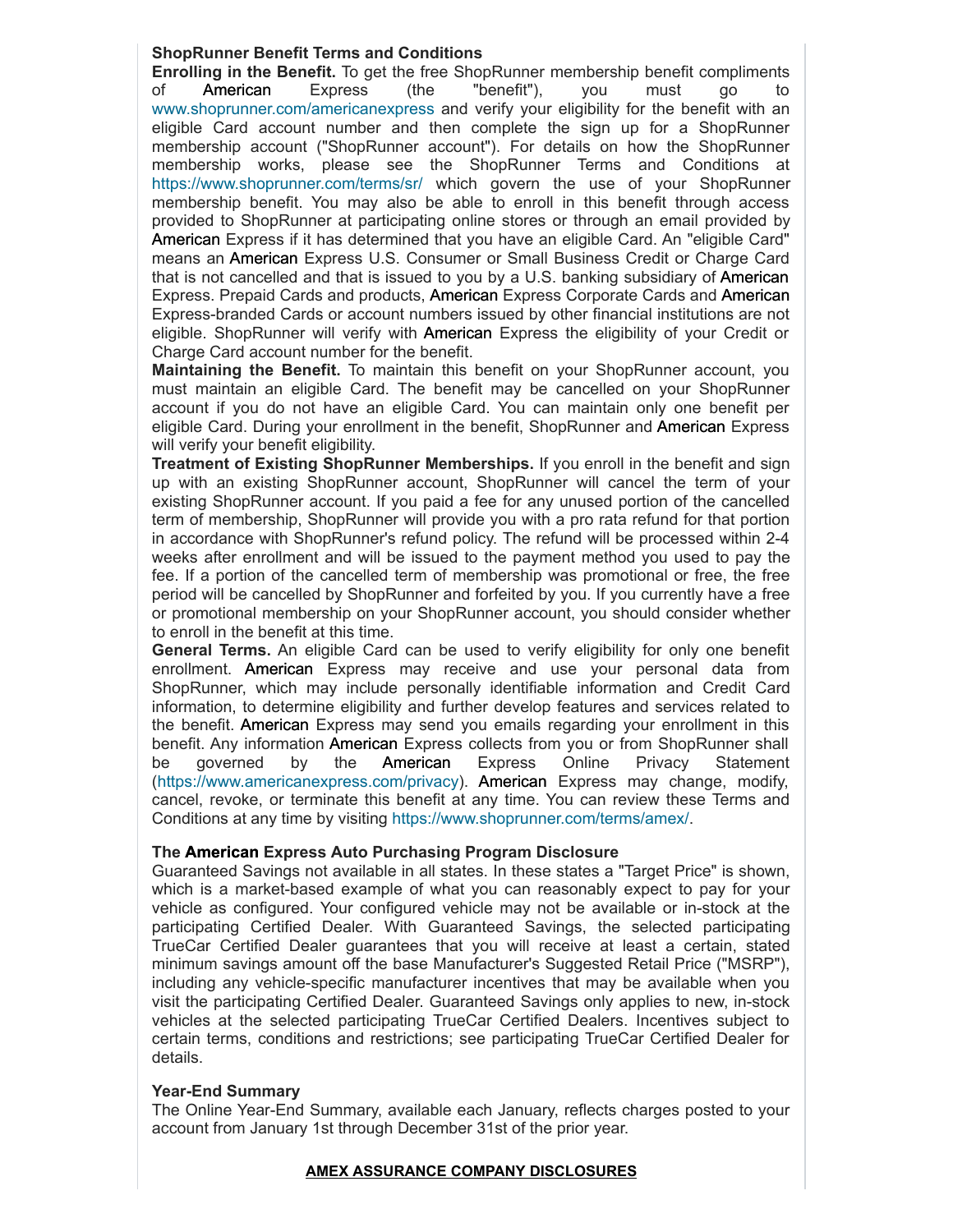**ShopRunner Benefit Terms and Conditions**

**Enrolling in the Benefit.** To get the free ShopRunner membership benefit compliments of American Express (the "benefit"), you must go to www.shoprunner.com/americanexpress and verify your eligibility for the benefit with an eligible Card account number and then complete the sign up for a ShopRunner membership account ("ShopRunner account"). For details on how the ShopRunner membership works, please see the ShopRunner Terms and Conditions at https://www.shoprunner.com/terms/sr/ which govern the use of your ShopRunner membership benefit. You may also be able to enroll in this benefit through access provided to ShopRunner at participating online stores or through an email provided by American Express if it has determined that you have an eligible Card. An "eligible Card" means an American Express U.S. Consumer or Small Business Credit or Charge Card that is not cancelled and that is issued to you by a U.S. banking subsidiary of American Express. Prepaid Cards and products, American Express Corporate Cards and American Express-branded Cards or account numbers issued by other financial institutions are not eligible. ShopRunner will verify with American Express the eligibility of your Credit or Charge Card account number for the benefit.

**Maintaining the Benefit.** To maintain this benefit on your ShopRunner account, you must maintain an eligible Card. The benefit may be cancelled on your ShopRunner account if you do not have an eligible Card. You can maintain only one benefit per eligible Card. During your enrollment in the benefit, ShopRunner and American Express will verify your benefit eligibility.

**Treatment of Existing ShopRunner Memberships.** If you enroll in the benefit and sign up with an existing ShopRunner account, ShopRunner will cancel the term of your existing ShopRunner account. If you paid a fee for any unused portion of the cancelled term of membership, ShopRunner will provide you with a pro rata refund for that portion in accordance with ShopRunner's refund policy. The refund will be processed within 2-4 weeks after enrollment and will be issued to the payment method you used to pay the fee. If a portion of the cancelled term of membership was promotional or free, the free period will be cancelled by ShopRunner and forfeited by you. If you currently have a free or promotional membership on your ShopRunner account, you should consider whether to enroll in the benefit at this time.

**General Terms.** An eligible Card can be used to verify eligibility for only one benefit enrollment. American Express may receive and use your personal data from ShopRunner, which may include personally identifiable information and Credit Card information, to determine eligibility and further develop features and services related to the benefit. American Express may send you emails regarding your enrollment in this benefit. Any information American Express collects from you or from ShopRunner shall be governed by the American Express Online Privacy Statement (https://www.americanexpress.com/privacy). American Express may change, modify, cancel, revoke, or terminate this benefit at any time. You can review these Terms and Conditions at any time by visiting https://www.shoprunner.com/terms/amex/.

**The American Express Auto Purchasing Program Disclosure**

Guaranteed Savings not available in all states. In these states a "Target Price" is shown, which is a market-based example of what you can reasonably expect to pay for your vehicle as configured. Your configured vehicle may not be available or in-stock at the participating Certified Dealer. With Guaranteed Savings, the selected participating TrueCar Certified Dealer guarantees that you will receive at least a certain, stated minimum savings amount off the base Manufacturer's Suggested Retail Price ("MSRP"), including any vehicle-specific manufacturer incentives that may be available when you visit the participating Certified Dealer. Guaranteed Savings only applies to new, in-stock vehicles at the selected participating TrueCar Certified Dealers. Incentives subject to certain terms, conditions and restrictions; see participating TrueCar Certified Dealer for details.

**Year-End Summary**

The Online Year-End Summary, available each January, reflects charges posted to your account from January 1st through December 31st of the prior year.

**AMEX ASSURANCE COMPANY DISCLOSURES**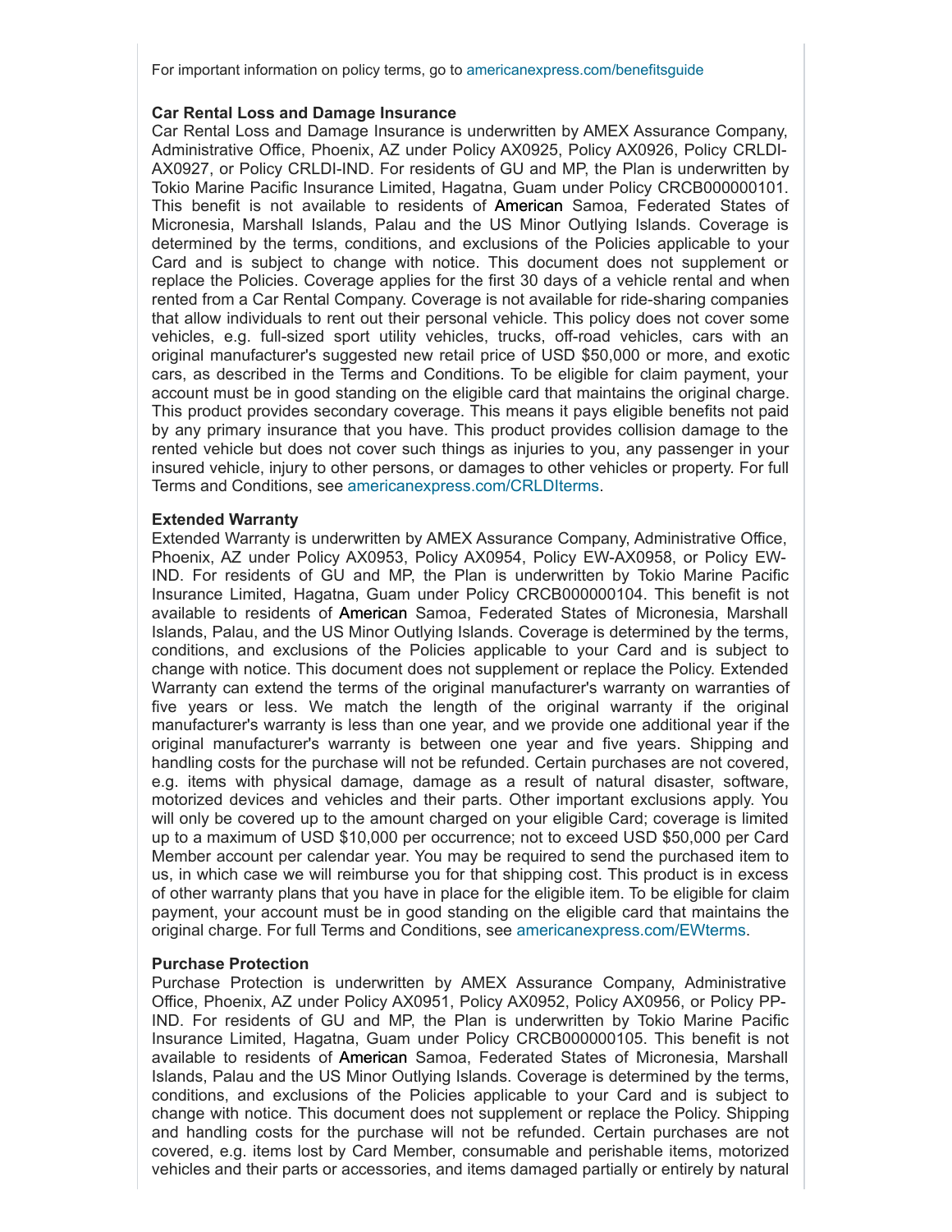For important information on policy terms, go to americanexpress.com/benefitsguide

**Car Rental Loss and Damage Insurance**
Car Rental Loss and Damage Insurance is underwritten by AMEX Assurance Company, Administrative Office, Phoenix, AZ under Policy AX0925, Policy AX0926, Policy CRLDI-AX0927, or Policy CRLDI-IND. For residents of GU and MP, the Plan is underwritten by Tokio Marine Pacific Insurance Limited, Hagatna, Guam under Policy CRCB000000101. This benefit is not available to residents of American Samoa, Federated States of Micronesia, Marshall Islands, Palau and the US Minor Outlying Islands. Coverage is determined by the terms, conditions, and exclusions of the Policies applicable to your Card and is subject to change with notice. This document does not supplement or replace the Policies. Coverage applies for the first 30 days of a vehicle rental and when rented from a Car Rental Company. Coverage is not available for ride-sharing companies that allow individuals to rent out their personal vehicle. This policy does not cover some vehicles, e.g. full-sized sport utility vehicles, trucks, off-road vehicles, cars with an original manufacturer's suggested new retail price of USD $50,000 or more, and exotic cars, as described in the Terms and Conditions. To be eligible for claim payment, your account must be in good standing on the eligible card that maintains the original charge. This product provides secondary coverage. This means it pays eligible benefits not paid by any primary insurance that you have. This product provides collision damage to the rented vehicle but does not cover such things as injuries to you, any passenger in your insured vehicle, injury to other persons, or damages to other vehicles or property. For full Terms and Conditions, see americanexpress.com/CRLDIterms.

**Extended Warranty**
Extended Warranty is underwritten by AMEX Assurance Company, Administrative Office, Phoenix, AZ under Policy AX0953, Policy AX0954, Policy EW-AX0958, or Policy EW-IND. For residents of GU and MP, the Plan is underwritten by Tokio Marine Pacific Insurance Limited, Hagatna, Guam under Policy CRCB000000104. This benefit is not available to residents of American Samoa, Federated States of Micronesia, Marshall Islands, Palau, and the US Minor Outlying Islands. Coverage is determined by the terms, conditions, and exclusions of the Policies applicable to your Card and is subject to change with notice. This document does not supplement or replace the Policy. Extended Warranty can extend the terms of the original manufacturer's warranty on warranties of five years or less. We match the length of the original warranty if the original manufacturer's warranty is less than one year, and we provide one additional year if the original manufacturer's warranty is between one year and five years. Shipping and handling costs for the purchase will not be refunded. Certain purchases are not covered, e.g. items with physical damage, damage as a result of natural disaster, software, motorized devices and vehicles and their parts. Other important exclusions apply. You will only be covered up to the amount charged on your eligible Card; coverage is limited up to a maximum of USD $10,000 per occurrence; not to exceed USD $50,000 per Card Member account per calendar year. You may be required to send the purchased item to us, in which case we will reimburse you for that shipping cost. This product is in excess of other warranty plans that you have in place for the eligible item. To be eligible for claim payment, your account must be in good standing on the eligible card that maintains the original charge. For full Terms and Conditions, see americanexpress.com/EWterms.

**Purchase Protection**
Purchase Protection is underwritten by AMEX Assurance Company, Administrative Office, Phoenix, AZ under Policy AX0951, Policy AX0952, Policy AX0956, or Policy PP-IND. For residents of GU and MP, the Plan is underwritten by Tokio Marine Pacific Insurance Limited, Hagatna, Guam under Policy CRCB000000105. This benefit is not available to residents of American Samoa, Federated States of Micronesia, Marshall Islands, Palau and the US Minor Outlying Islands. Coverage is determined by the terms, conditions, and exclusions of the Policies applicable to your Card and is subject to change with notice. This document does not supplement or replace the Policy. Shipping and handling costs for the purchase will not be refunded. Certain purchases are not covered, e.g. items lost by Card Member, consumable and perishable items, motorized vehicles and their parts or accessories, and items damaged partially or entirely by natural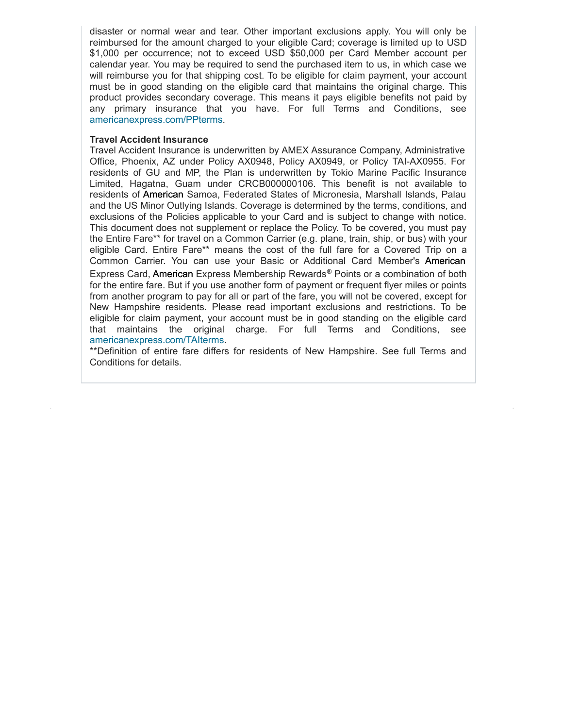disaster or normal wear and tear. Other important exclusions apply. You will only be reimbursed for the amount charged to your eligible Card; coverage is limited up to USD $1,000 per occurrence; not to exceed USD $50,000 per Card Member account per calendar year. You may be required to send the purchased item to us, in which case we will reimburse you for that shipping cost. To be eligible for claim payment, your account must be in good standing on the eligible card that maintains the original charge. This product provides secondary coverage. This means it pays eligible benefits not paid by any primary insurance that you have. For full Terms and Conditions, see americanexpress.com/PPterms.

**Travel Accident Insurance**

Travel Accident Insurance is underwritten by AMEX Assurance Company, Administrative Office, Phoenix, AZ under Policy AX0948, Policy AX0949, or Policy TAI-AX0955. For residents of GU and MP, the Plan is underwritten by Tokio Marine Pacific Insurance Limited, Hagatna, Guam under CRCB000000106. This benefit is not available to residents of American Samoa, Federated States of Micronesia, Marshall Islands, Palau and the US Minor Outlying Islands. Coverage is determined by the terms, conditions, and exclusions of the Policies applicable to your Card and is subject to change with notice. This document does not supplement or replace the Policy. To be covered, you must pay the Entire Fare** for travel on a Common Carrier (e.g. plane, train, ship, or bus) with your eligible Card. Entire Fare** means the cost of the full fare for a Covered Trip on a Common Carrier. You can use your Basic or Additional Card Member's American Express Card, American Express Membership Rewards® Points or a combination of both for the entire fare. But if you use another form of payment or frequent flyer miles or points from another program to pay for all or part of the fare, you will not be covered, except for New Hampshire residents. Please read important exclusions and restrictions. To be eligible for claim payment, your account must be in good standing on the eligible card that maintains the original charge. For full Terms and Conditions, see americanexpress.com/TAIterms.

**Definition of entire fare differs for residents of New Hampshire. See full Terms and Conditions for details.